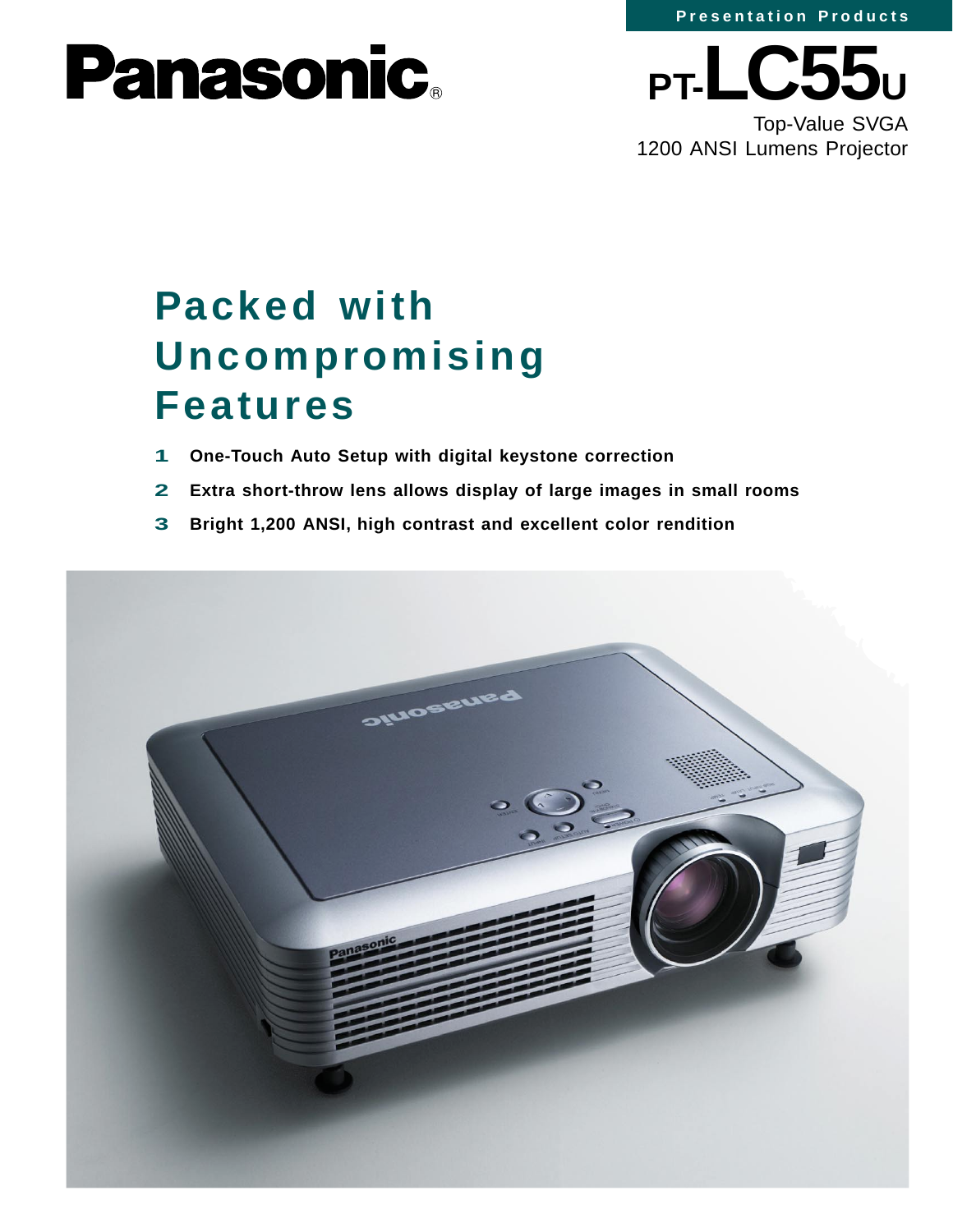Presentation Products

# Panasonic

# PT-LC55U

Top-Value SVGA
1200 ANSI Lumens Projector

## Packed with Uncompromising Features

1. **One-Touch Auto Setup with digital keystone correction**
2. **Extra short-throw lens allows display of large images in small rooms**
3. **Bright 1,200 ANSI, high contrast and excellent color rendition**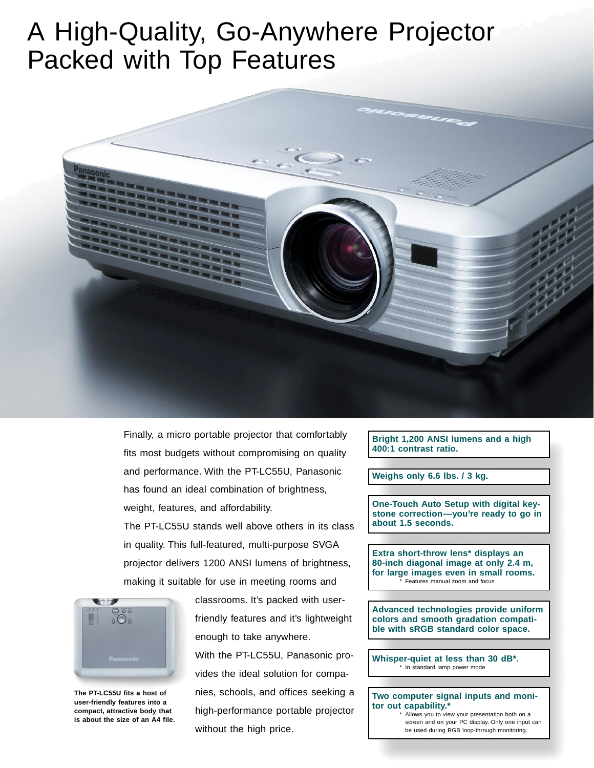# A High-Quality, Go-Anywhere Projector Packed with Top Features

Finally, a micro portable projector that comfortably fits most budgets without compromising on quality and performance. With the PT-LC55U, Panasonic has found an ideal combination of brightness, weight, features, and affordability.

The PT-LC55U stands well above others in its class in quality. This full-featured, multi-purpose SVGA projector delivers 1200 ANSI lumens of brightness, making it suitable for use in meeting rooms and classrooms. It's packed with user-friendly features and it's lightweight enough to take anywhere.

With the PT-LC55U, Panasonic provides the ideal solution for companies, schools, and offices seeking a high-performance portable projector without the high price.

**The PT-LC55U fits a host of user-friendly features into a compact, attractive body that is about the size of an A4 file.**

**Bright 1,200 ANSI lumens and a high 400:1 contrast ratio.**

**Weighs only 6.6 lbs. / 3 kg.**

**One-Touch Auto Setup with digital keystone correction—you're ready to go in about 1.5 seconds.**

**Extra short-throw lens* displays an 80-inch diagonal image at only 2.4 m, for large images even in small rooms.**

\* Features manual zoom and focus

**Advanced technologies provide uniform colors and smooth gradation compatible with sRGB standard color space.**

**Whisper-quiet at less than 30 dB*.**

\* In standard lamp power mode

**Two computer signal inputs and monitor out capability.***

\* Allows you to view your presentation both on a screen and on your PC display. Only one input can be used during RGB loop-through monitoring.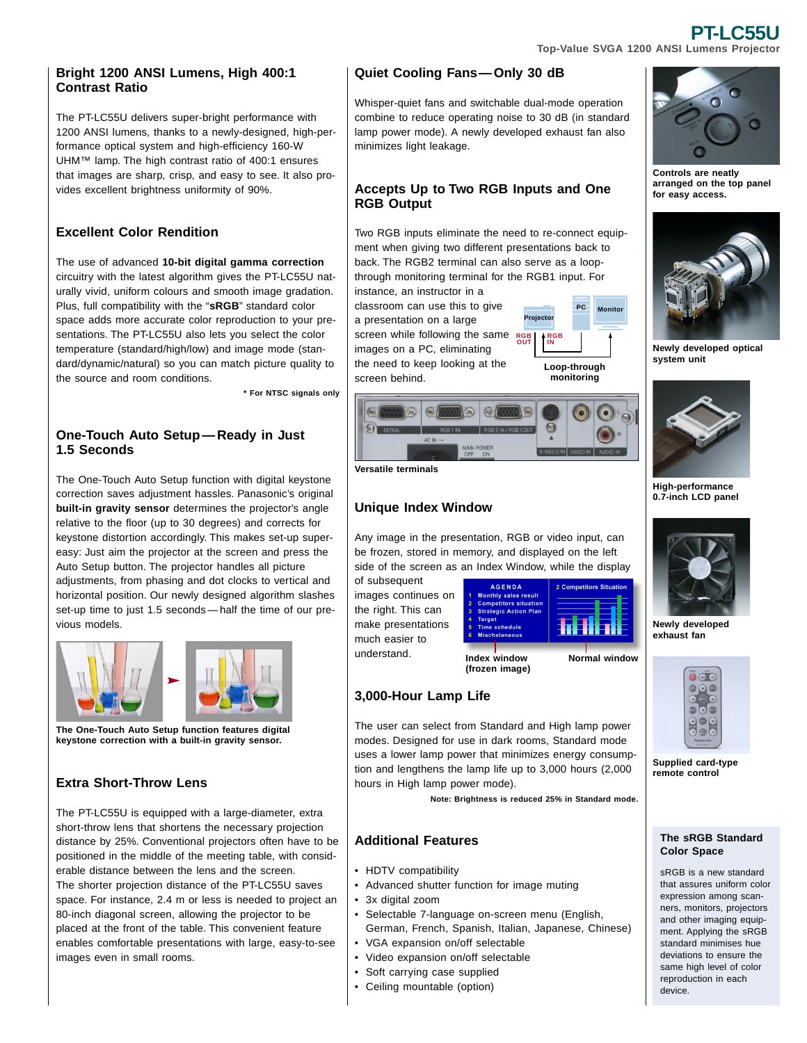# PT-LC55U

Top-Value SVGA 1200 ANSI Lumens Projector

## Bright 1200 ANSI Lumens, High 400:1 Contrast Ratio

The PT-LC55U delivers super-bright performance with 1200 ANSI lumens, thanks to a newly-designed, high-performance optical system and high-efficiency 160-W UHM™ lamp. The high contrast ratio of 400:1 ensures that images are sharp, crisp, and easy to see. It also provides excellent brightness uniformity of 90%.

## Excellent Color Rendition

The use of advanced **10-bit digital gamma correction** circuitry with the latest algorithm gives the PT-LC55U naturally vivid, uniform colours and smooth image gradation. Plus, full compatibility with the "**sRGB**" standard color space adds more accurate color reproduction to your presentations. The PT-LC55U also lets you select the color temperature (standard/high/low) and image mode (standard/dynamic/natural) so you can match picture quality to the source and room conditions.

**\* For NTSC signals only**

## One-Touch Auto Setup — Ready in Just 1.5 Seconds

The One-Touch Auto Setup function with digital keystone correction saves adjustment hassles. Panasonic's original **built-in gravity sensor** determines the projector's angle relative to the floor (up to 30 degrees) and corrects for keystone distortion accordingly. This makes set-up super-easy: Just aim the projector at the screen and press the Auto Setup button. The projector handles all picture adjustments, from phasing and dot clocks to vertical and horizontal position. Our newly designed algorithm slashes set-up time to just 1.5 seconds — half the time of our previous models.

**The One-Touch Auto Setup function features digital keystone correction with a built-in gravity sensor.**

## Extra Short-Throw Lens

The PT-LC55U is equipped with a large-diameter, extra short-throw lens that shortens the necessary projection distance by 25%. Conventional projectors often have to be positioned in the middle of the meeting table, with considerable distance between the lens and the screen.

The shorter projection distance of the PT-LC55U saves space. For instance, 2.4 m or less is needed to project an 80-inch diagonal screen, allowing the projector to be placed at the front of the table. This convenient feature enables comfortable presentations with large, easy-to-see images even in small rooms.

## Quiet Cooling Fans — Only 30 dB

Whisper-quiet fans and switchable dual-mode operation combine to reduce operating noise to 30 dB (in standard lamp power mode). A newly developed exhaust fan also minimizes light leakage.

## Accepts Up to Two RGB Inputs and One RGB Output

Two RGB inputs eliminate the need to re-connect equipment when giving two different presentations back to back. The RGB2 terminal can also serve as a loop-through monitoring terminal for the RGB1 input. For instance, an instructor in a classroom can use this to give a presentation on a large screen while following the same images on a PC, eliminating the need to keep looking at the screen behind.

**Loop-through monitoring**

**Versatile terminals**

## Unique Index Window

Any image in the presentation, RGB or video input, can be frozen, stored in memory, and displayed on the left side of the screen as an Index Window, while the display of subsequent images continues on the right. This can make presentations much easier to understand.

**Index window (frozen image)** **Normal window**

## 3,000-Hour Lamp Life

The user can select from Standard and High lamp power modes. Designed for use in dark rooms, Standard mode uses a lower lamp power that minimizes energy consumption and lengthens the lamp life up to 3,000 hours (2,000 hours in High lamp power mode).

**Note: Brightness is reduced 25% in Standard mode.**

## Additional Features

- HDTV compatibility
- Advanced shutter function for image muting
- 3x digital zoom
- Selectable 7-language on-screen menu (English, German, French, Spanish, Italian, Japanese, Chinese)
- VGA expansion on/off selectable
- Video expansion on/off selectable
- Soft carrying case supplied
- Ceiling mountable (option)

**Controls are neatly arranged on the top panel for easy access.**

**Newly developed optical system unit**

**High-performance 0.7-inch LCD panel**

**Newly developed exhaust fan**

**Supplied card-type remote control**

### The sRGB Standard Color Space

sRGB is a new standard that assures uniform color expression among scanners, monitors, projectors and other imaging equipment. Applying the sRGB standard minimises hue deviations to ensure the same high level of color reproduction in each device.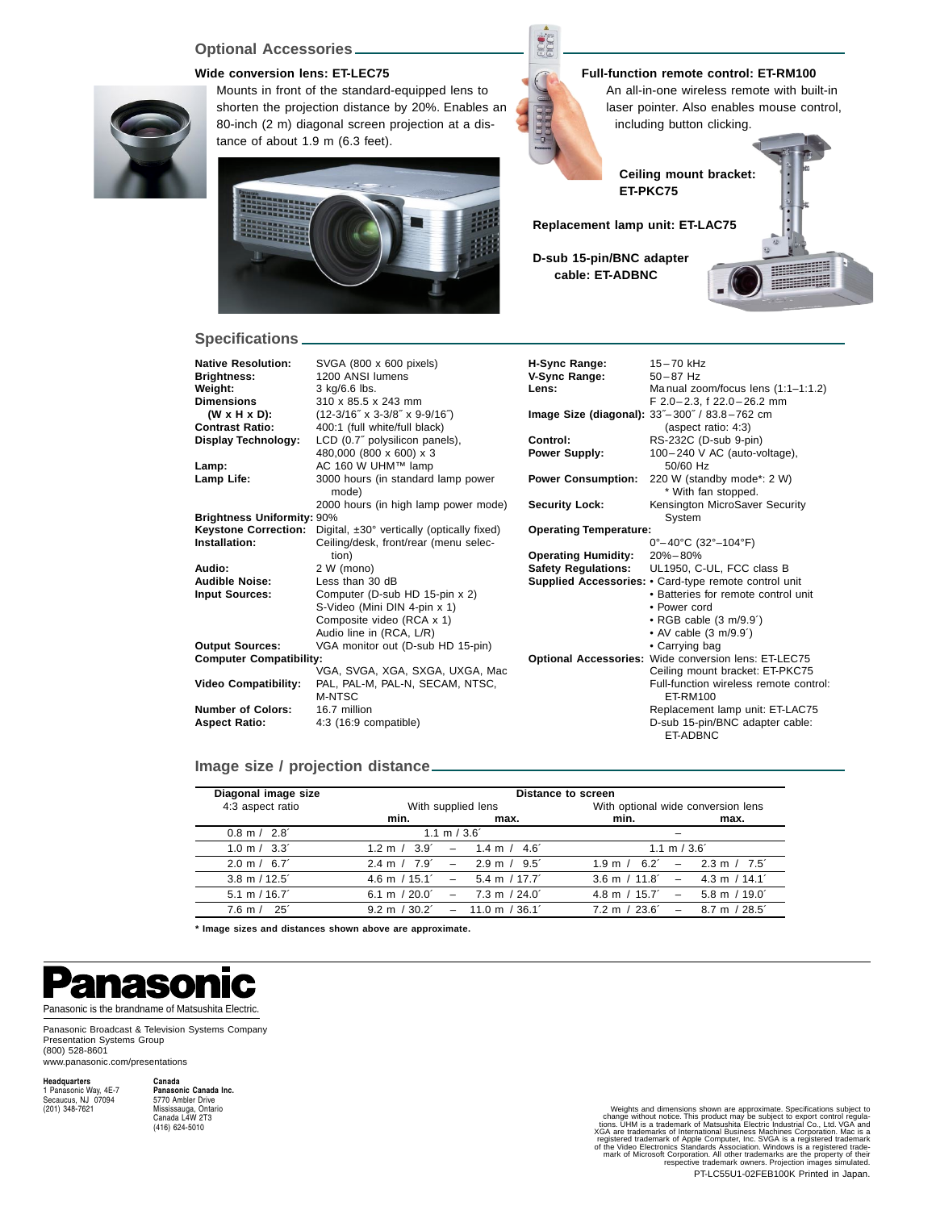## Optional Accessories

**Wide conversion lens: ET-LEC75**

Mounts in front of the standard-equipped lens to shorten the projection distance by 20%. Enables an 80-inch (2 m) diagonal screen projection at a distance of about 1.9 m (6.3 feet).

**Full-function remote control: ET-RM100**

An all-in-one wireless remote with built-in laser pointer. Also enables mouse control, including button clicking.

**Ceiling mount bracket: ET-PKC75**

**Replacement lamp unit: ET-LAC75**

**D-sub 15-pin/BNC adapter cable: ET-ADBNC**

## Specifications

| | |
|---|---|
| **Native Resolution:** | SVGA (800 x 600 pixels) |
| **Brightness:** | 1200 ANSI lumens |
| **Weight:** | 3 kg/6.6 lbs. |
| **Dimensions (W x H x D):** | 310 x 85.5 x 243 mm (12-3/16″ x 3-3/8″ x 9-9/16″) |
| **Contrast Ratio:** | 400:1 (full white/full black) |
| **Display Technology:** | LCD (0.7″ polysilicon panels), 480,000 (800 x 600) x 3 |
| **Lamp:** | AC 160 W UHM™ lamp |
| **Lamp Life:** | 3000 hours (in standard lamp power mode) 2000 hours (in high lamp power mode) |
| **Brightness Uniformity:** | 90% |
| **Keystone Correction:** | Digital, ±30° vertically (optically fixed) |
| **Installation:** | Ceiling/desk, front/rear (menu selection) |
| **Audio:** | 2 W (mono) |
| **Audible Noise:** | Less than 30 dB |
| **Input Sources:** | Computer (D-sub HD 15-pin x 2) S-Video (Mini DIN 4-pin x 1) Composite video (RCA x 1) Audio line in (RCA, L/R) |
| **Output Sources:** | VGA monitor out (D-sub HD 15-pin) |
| **Computer Compatibility:** | VGA, SVGA, XGA, SXGA, UXGA, Mac |
| **Video Compatibility:** | PAL, PAL-M, PAL-N, SECAM, NTSC, M-NTSC |
| **Number of Colors:** | 16.7 million |
| **Aspect Ratio:** | 4:3 (16:9 compatible) |
| **H-Sync Range:** | 15–70 kHz |
| **V-Sync Range:** | 50–87 Hz |
| **Lens:** | Manual zoom/focus lens (1:1–1:1.2) F 2.0–2.3, f 22.0–26.2 mm |
| **Image Size (diagonal):** | 33″–300″ / 83.8–762 cm (aspect ratio: 4:3) |
| **Control:** | RS-232C (D-sub 9-pin) |
| **Power Supply:** | 100–240 V AC (auto-voltage), 50/60 Hz |
| **Power Consumption:** | 220 W (standby mode*: 2 W) * With fan stopped. |
| **Security Lock:** | Kensington MicroSaver Security System |
| **Operating Temperature:** | 0°–40°C (32°–104°F) |
| **Operating Humidity:** | 20%–80% |
| **Safety Regulations:** | UL1950, C-UL, FCC class B |
| **Supplied Accessories:** | • Card-type remote control unit • Batteries for remote control unit • Power cord • RGB cable (3 m/9.9′) • AV cable (3 m/9.9′) • Carrying bag |
| **Optional Accessories:** | Wide conversion lens: ET-LEC75 Ceiling mount bracket: ET-PKC75 Full-function wireless remote control: ET-RM100 Replacement lamp unit: ET-LAC75 D-sub 15-pin/BNC adapter cable: ET-ADBNC |

## Image size / projection distance

| Diagonal image size | Distance to screen | | | |
|---|---|---|---|---|
| 4:3 aspect ratio | With supplied lens | | With optional wide conversion lens | |
| | min. | max. | min. | max. |
| 0.8 m / 2.8′ | 1.1 m / 3.6′ | | – | |
| 1.0 m / 3.3′ | 1.2 m / 3.9′ | 1.4 m / 4.6′ | 1.1 m / 3.6′ | |
| 2.0 m / 6.7′ | 2.4 m / 7.9′ | 2.9 m / 9.5′ | 1.9 m / 6.2′ | 2.3 m / 7.5′ |
| 3.8 m / 12.5′ | 4.6 m / 15.1′ | 5.4 m / 17.7′ | 3.6 m / 11.8′ | 4.3 m / 14.1′ |
| 5.1 m / 16.7′ | 6.1 m / 20.0′ | 7.3 m / 24.0′ | 4.8 m / 15.7′ | 5.8 m / 19.0′ |
| 7.6 m / 25′ | 9.2 m / 30.2′ | 11.0 m / 36.1′ | 7.2 m / 23.6′ | 8.7 m / 28.5′ |

**\* Image sizes and distances shown above are approximate.**

**Panasonic**

Panasonic is the brandname of Matsushita Electric.

Panasonic Broadcast & Television Systems Company
Presentation Systems Group
(800) 528-8601
www.panasonic.com/presentations

**Headquarters**
1 Panasonic Way, 4E-7
Secaucus, NJ 07094
(201) 348-7621

**Canada**
**Panasonic Canada Inc.**
5770 Ambler Drive
Mississauga, Ontario
Canada L4W 2T3
(416) 624-5010

Weights and dimensions shown are approximate. Specifications subject to change without notice. This product may be subject to export control regulations. UHM is a trademark of Matsushita Electric Industrial Co., Ltd. VGA and XGA are trademarks of International Business Machines Corporation. Mac is a registered trademark of Apple Computer, Inc. SVGA is a registered trademark of the Video Electronics Standards Association. Windows is a registered trademark of Microsoft Corporation. All other trademarks are the property of their respective trademark owners. Projection images simulated.

PT-LC55U1-02FEB100K Printed in Japan.